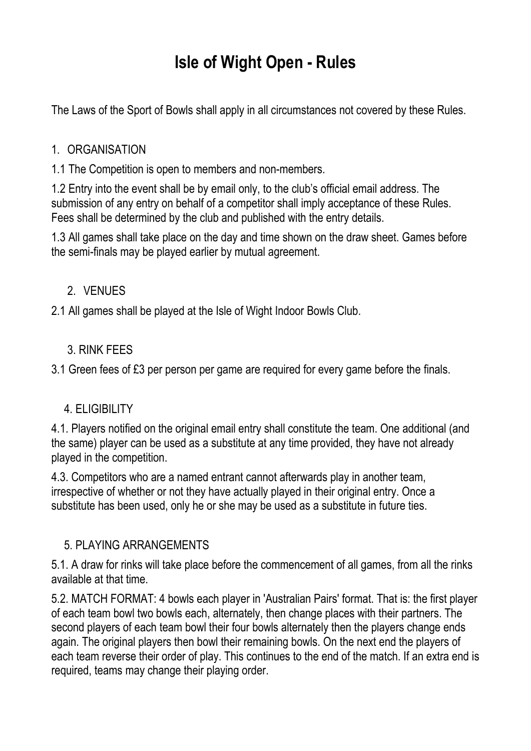# Isle of Wight Open - Rules

The Laws of the Sport of Bowls shall apply in all circumstances not covered by these Rules.

## 1. ORGANISATION

1.1 The Competition is open to members and non-members.

1.2 Entry into the event shall be by email only, to the club's official email address. The submission of any entry on behalf of a competitor shall imply acceptance of these Rules. Fees shall be determined by the club and published with the entry details.

1.3 All games shall take place on the day and time shown on the draw sheet. Games before the semi-finals may be played earlier by mutual agreement.

## 2. VENUES

2.1 All games shall be played at the Isle of Wight Indoor Bowls Club.

## 3. RINK FEES

3.1 Green fees of £3 per person per game are required for every game before the finals.

## 4. ELIGIBILITY

4.1. Players notified on the original email entry shall constitute the team. One additional (and the same) player can be used as a substitute at any time provided, they have not already played in the competition.

4.3. Competitors who are a named entrant cannot afterwards play in another team, irrespective of whether or not they have actually played in their original entry. Once a substitute has been used, only he or she may be used as a substitute in future ties.

## 5. PLAYING ARRANGEMENTS

5.1. A draw for rinks will take place before the commencement of all games, from all the rinks available at that time.

5.2. MATCH FORMAT: 4 bowls each player in 'Australian Pairs' format. That is: the first player of each team bowl two bowls each, alternately, then change places with their partners. The second players of each team bowl their four bowls alternately then the players change ends again. The original players then bowl their remaining bowls. On the next end the players of each team reverse their order of play. This continues to the end of the match. If an extra end is required, teams may change their playing order.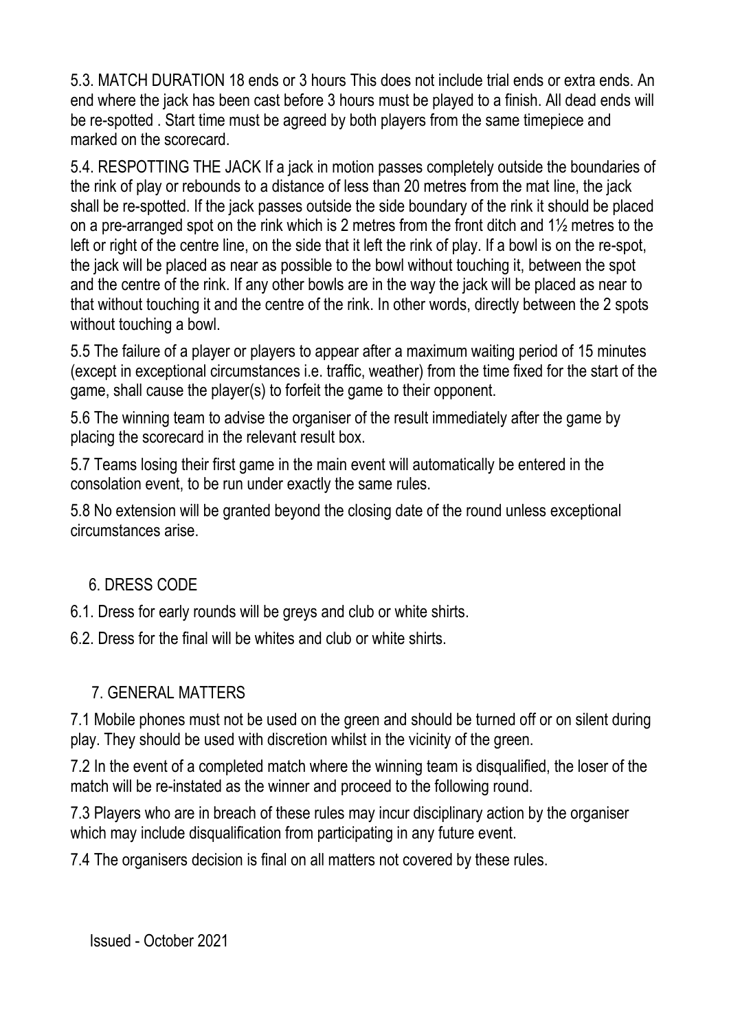5.3. MATCH DURATION 18 ends or 3 hours This does not include trial ends or extra ends. An end where the jack has been cast before 3 hours must be played to a finish. All dead ends will be re-spotted . Start time must be agreed by both players from the same timepiece and marked on the scorecard.

5.4. RESPOTTING THE JACK If a jack in motion passes completely outside the boundaries of the rink of play or rebounds to a distance of less than 20 metres from the mat line, the jack shall be re-spotted. If the jack passes outside the side boundary of the rink it should be placed on a pre-arranged spot on the rink which is 2 metres from the front ditch and 1½ metres to the left or right of the centre line, on the side that it left the rink of play. If a bowl is on the re-spot, the jack will be placed as near as possible to the bowl without touching it, between the spot and the centre of the rink. If any other bowls are in the way the jack will be placed as near to that without touching it and the centre of the rink. In other words, directly between the 2 spots without touching a bowl.

5.5 The failure of a player or players to appear after a maximum waiting period of 15 minutes (except in exceptional circumstances i.e. traffic, weather) from the time fixed for the start of the game, shall cause the player(s) to forfeit the game to their opponent.

5.6 The winning team to advise the organiser of the result immediately after the game by placing the scorecard in the relevant result box.

5.7 Teams losing their first game in the main event will automatically be entered in the consolation event, to be run under exactly the same rules.

5.8 No extension will be granted beyond the closing date of the round unless exceptional circumstances arise.

## 6. DRESS CODE

6.1. Dress for early rounds will be greys and club or white shirts.

6.2. Dress for the final will be whites and club or white shirts.

## 7. GENERAL MATTERS

7.1 Mobile phones must not be used on the green and should be turned off or on silent during play. They should be used with discretion whilst in the vicinity of the green.

7.2 In the event of a completed match where the winning team is disqualified, the loser of the match will be re-instated as the winner and proceed to the following round.

7.3 Players who are in breach of these rules may incur disciplinary action by the organiser which may include disqualification from participating in any future event.

7.4 The organisers decision is final on all matters not covered by these rules.

Issued - October 2021